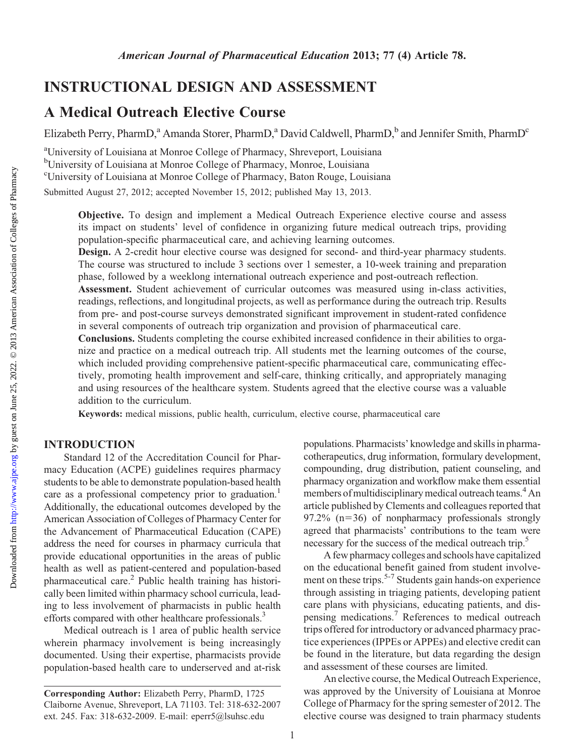## INSTRUCTIONAL DESIGN AND ASSESSMENT

# A Medical Outreach Elective Course

Elizabeth Perry, PharmD,[a] Amanda Storer, PharmD,[a] David Caldwell, PharmD,[b] and Jennifer Smith, PharmD[c]

[a]University of Louisiana at Monroe College of Pharmacy, Shreveport, Louisiana
[b]University of Louisiana at Monroe College of Pharmacy, Monroe, Louisiana
[c]University of Louisiana at Monroe College of Pharmacy, Baton Rouge, Louisiana

Submitted August 27, 2012; accepted November 15, 2012; published May 13, 2013.

**Objective.** To design and implement a Medical Outreach Experience elective course and assess its impact on students' level of confidence in organizing future medical outreach trips, providing population-specific pharmaceutical care, and achieving learning outcomes.

**Design.** A 2-credit hour elective course was designed for second- and third-year pharmacy students. The course was structured to include 3 sections over 1 semester, a 10-week training and preparation phase, followed by a weeklong international outreach experience and post-outreach reflection.

**Assessment.** Student achievement of curricular outcomes was measured using in-class activities, readings, reflections, and longitudinal projects, as well as performance during the outreach trip. Results from pre- and post-course surveys demonstrated significant improvement in student-rated confidence in several components of outreach trip organization and provision of pharmaceutical care.

**Conclusions.** Students completing the course exhibited increased confidence in their abilities to organize and practice on a medical outreach trip. All students met the learning outcomes of the course, which included providing comprehensive patient-specific pharmaceutical care, communicating effectively, promoting health improvement and self-care, thinking critically, and appropriately managing and using resources of the healthcare system. Students agreed that the elective course was a valuable addition to the curriculum.

**Keywords:** medical missions, public health, curriculum, elective course, pharmaceutical care

## INTRODUCTION

Standard 12 of the Accreditation Council for Pharmacy Education (ACPE) guidelines requires pharmacy students to be able to demonstrate population-based health care as a professional competency prior to graduation.[1] Additionally, the educational outcomes developed by the American Association of Colleges of Pharmacy Center for the Advancement of Pharmaceutical Education (CAPE) address the need for courses in pharmacy curricula that provide educational opportunities in the areas of public health as well as patient-centered and population-based pharmaceutical care.[2] Public health training has historically been limited within pharmacy school curricula, leading to less involvement of pharmacists in public health efforts compared with other healthcare professionals.[3]

Medical outreach is 1 area of public health service wherein pharmacy involvement is being increasingly documented. Using their expertise, pharmacists provide population-based health care to underserved and at-risk populations. Pharmacists' knowledge and skills in pharmacotherapeutics, drug information, formulary development, compounding, drug distribution, patient counseling, and pharmacy organization and workflow make them essential members of multidisciplinary medical outreach teams.[4] An article published by Clements and colleagues reported that 97.2% (n=36) of nonpharmacy professionals strongly agreed that pharmacists' contributions to the team were necessary for the success of the medical outreach trip.[5]

A few pharmacy colleges and schools have capitalized on the educational benefit gained from student involvement on these trips.[5-7] Students gain hands-on experience through assisting in triaging patients, developing patient care plans with physicians, educating patients, and dispensing medications.[7] References to medical outreach trips offered for introductory or advanced pharmacy practice experiences (IPPEs or APPEs) and elective credit can be found in the literature, but data regarding the design and assessment of these courses are limited.

An elective course, the Medical Outreach Experience, was approved by the University of Louisiana at Monroe College of Pharmacy for the spring semester of 2012. The elective course was designed to train pharmacy students

**Corresponding Author:** Elizabeth Perry, PharmD, 1725 Claiborne Avenue, Shreveport, LA 71103. Tel: 318-632-2007 ext. 245. Fax: 318-632-2009. E-mail: eperr5@lsuhsc.edu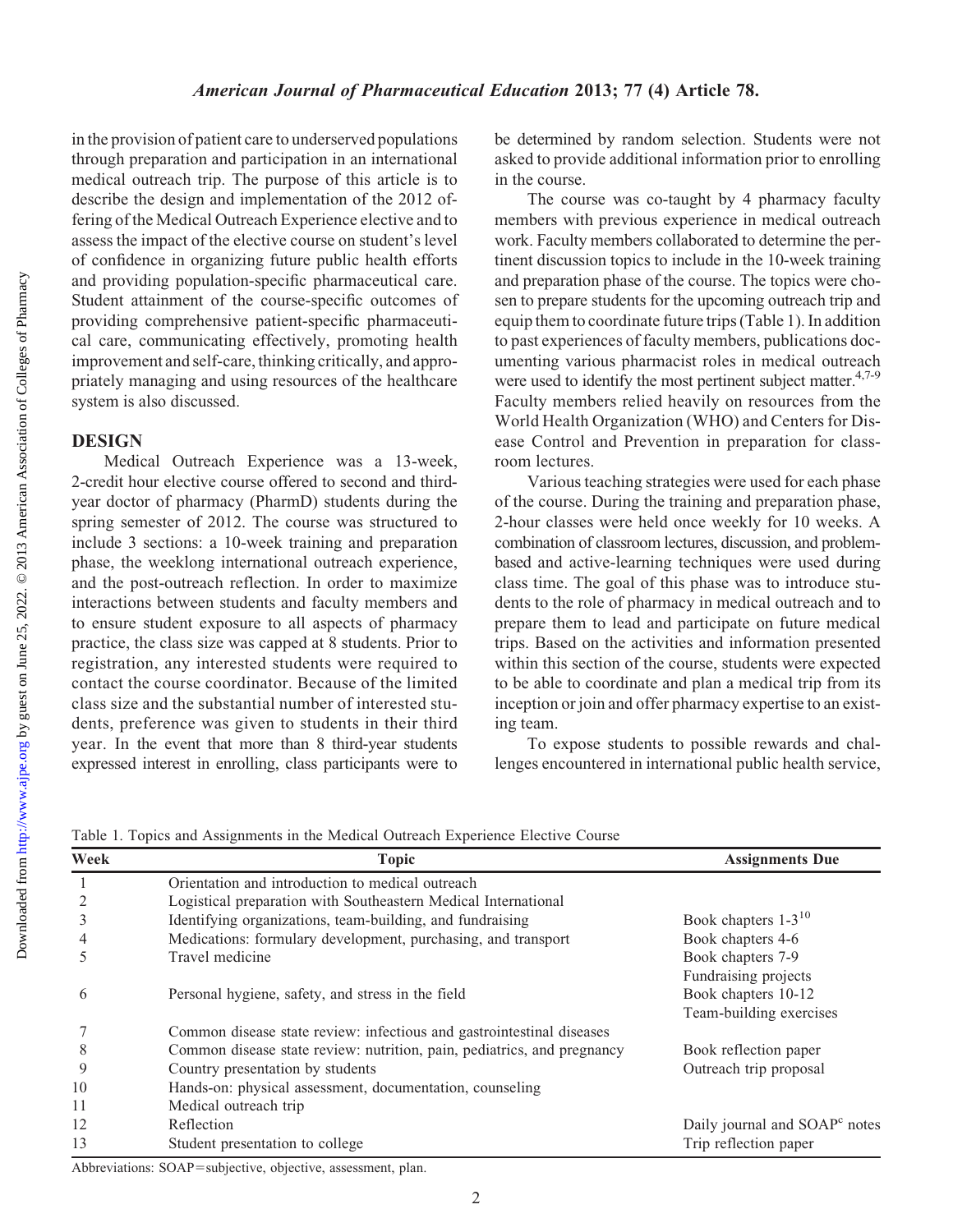in the provision of patient care to underserved populations through preparation and participation in an international medical outreach trip. The purpose of this article is to describe the design and implementation of the 2012 offering of the Medical Outreach Experience elective and to assess the impact of the elective course on student's level of confidence in organizing future public health efforts and providing population-specific pharmaceutical care. Student attainment of the course-specific outcomes of providing comprehensive patient-specific pharmaceutical care, communicating effectively, promoting health improvement and self-care, thinking critically, and appropriately managing and using resources of the healthcare system is also discussed.

## DESIGN

Medical Outreach Experience was a 13-week, 2-credit hour elective course offered to second and third-year doctor of pharmacy (PharmD) students during the spring semester of 2012. The course was structured to include 3 sections: a 10-week training and preparation phase, the weeklong international outreach experience, and the post-outreach reflection. In order to maximize interactions between students and faculty members and to ensure student exposure to all aspects of pharmacy practice, the class size was capped at 8 students. Prior to registration, any interested students were required to contact the course coordinator. Because of the limited class size and the substantial number of interested students, preference was given to students in their third year. In the event that more than 8 third-year students expressed interest in enrolling, class participants were to be determined by random selection. Students were not asked to provide additional information prior to enrolling in the course.

The course was co-taught by 4 pharmacy faculty members with previous experience in medical outreach work. Faculty members collaborated to determine the pertinent discussion topics to include in the 10-week training and preparation phase of the course. The topics were chosen to prepare students for the upcoming outreach trip and equip them to coordinate future trips (Table 1). In addition to past experiences of faculty members, publications documenting various pharmacist roles in medical outreach were used to identify the most pertinent subject matter.[4,7-9] Faculty members relied heavily on resources from the World Health Organization (WHO) and Centers for Disease Control and Prevention in preparation for classroom lectures.

Various teaching strategies were used for each phase of the course. During the training and preparation phase, 2-hour classes were held once weekly for 10 weeks. A combination of classroom lectures, discussion, and problem-based and active-learning techniques were used during class time. The goal of this phase was to introduce students to the role of pharmacy in medical outreach and to prepare them to lead and participate on future medical trips. Based on the activities and information presented within this section of the course, students were expected to be able to coordinate and plan a medical trip from its inception or join and offer pharmacy expertise to an existing team.

To expose students to possible rewards and challenges encountered in international public health service,

Table 1. Topics and Assignments in the Medical Outreach Experience Elective Course

| Week | Topic | Assignments Due |
|---|---|---|
| 1 | Orientation and introduction to medical outreach | |
| 2 | Logistical preparation with Southeastern Medical International | |
| 3 | Identifying organizations, team-building, and fundraising | Book chapters 1-3[10] |
| 4 | Medications: formulary development, purchasing, and transport | Book chapters 4-6 |
| 5 | Travel medicine | Book chapters 7-9<br>Fundraising projects |
| 6 | Personal hygiene, safety, and stress in the field | Book chapters 10-12<br>Team-building exercises |
| 7 | Common disease state review: infectious and gastrointestinal diseases | |
| 8 | Common disease state review: nutrition, pain, pediatrics, and pregnancy | Book reflection paper |
| 9 | Country presentation by students | Outreach trip proposal |
| 10 | Hands-on: physical assessment, documentation, counseling | |
| 11 | Medical outreach trip | |
| 12 | Reflection | Daily journal and SOAP[c] notes |
| 13 | Student presentation to college | Trip reflection paper |

Abbreviations: SOAP=subjective, objective, assessment, plan.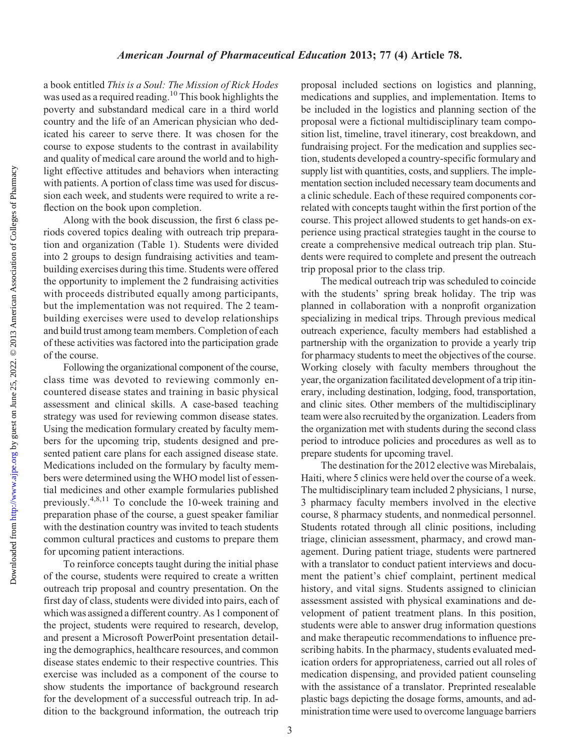a book entitled *This is a Soul: The Mission of Rick Hodes* was used as a required reading.[10] This book highlights the poverty and substandard medical care in a third world country and the life of an American physician who dedicated his career to serve there. It was chosen for the course to expose students to the contrast in availability and quality of medical care around the world and to highlight effective attitudes and behaviors when interacting with patients. A portion of class time was used for discussion each week, and students were required to write a reflection on the book upon completion.

Along with the book discussion, the first 6 class periods covered topics dealing with outreach trip preparation and organization (Table 1). Students were divided into 2 groups to design fundraising activities and team-building exercises during this time. Students were offered the opportunity to implement the 2 fundraising activities with proceeds distributed equally among participants, but the implementation was not required. The 2 team-building exercises were used to develop relationships and build trust among team members. Completion of each of these activities was factored into the participation grade of the course.

Following the organizational component of the course, class time was devoted to reviewing commonly encountered disease states and training in basic physical assessment and clinical skills. A case-based teaching strategy was used for reviewing common disease states. Using the medication formulary created by faculty members for the upcoming trip, students designed and presented patient care plans for each assigned disease state. Medications included on the formulary by faculty members were determined using the WHO model list of essential medicines and other example formularies published previously.[4,8,11] To conclude the 10-week training and preparation phase of the course, a guest speaker familiar with the destination country was invited to teach students common cultural practices and customs to prepare them for upcoming patient interactions.

To reinforce concepts taught during the initial phase of the course, students were required to create a written outreach trip proposal and country presentation. On the first day of class, students were divided into pairs, each of which was assigned a different country. As 1 component of the project, students were required to research, develop, and present a Microsoft PowerPoint presentation detailing the demographics, healthcare resources, and common disease states endemic to their respective countries. This exercise was included as a component of the course to show students the importance of background research for the development of a successful outreach trip. In addition to the background information, the outreach trip proposal included sections on logistics and planning, medications and supplies, and implementation. Items to be included in the logistics and planning section of the proposal were a fictional multidisciplinary team composition list, timeline, travel itinerary, cost breakdown, and fundraising project. For the medication and supplies section, students developed a country-specific formulary and supply list with quantities, costs, and suppliers. The implementation section included necessary team documents and a clinic schedule. Each of these required components correlated with concepts taught within the first portion of the course. This project allowed students to get hands-on experience using practical strategies taught in the course to create a comprehensive medical outreach trip plan. Students were required to complete and present the outreach trip proposal prior to the class trip.

The medical outreach trip was scheduled to coincide with the students' spring break holiday. The trip was planned in collaboration with a nonprofit organization specializing in medical trips. Through previous medical outreach experience, faculty members had established a partnership with the organization to provide a yearly trip for pharmacy students to meet the objectives of the course. Working closely with faculty members throughout the year, the organization facilitated development of a trip itinerary, including destination, lodging, food, transportation, and clinic sites. Other members of the multidisciplinary team were also recruited by the organization. Leaders from the organization met with students during the second class period to introduce policies and procedures as well as to prepare students for upcoming travel.

The destination for the 2012 elective was Mirebalais, Haiti, where 5 clinics were held over the course of a week. The multidisciplinary team included 2 physicians, 1 nurse, 3 pharmacy faculty members involved in the elective course, 8 pharmacy students, and nonmedical personnel. Students rotated through all clinic positions, including triage, clinician assessment, pharmacy, and crowd management. During patient triage, students were partnered with a translator to conduct patient interviews and document the patient's chief complaint, pertinent medical history, and vital signs. Students assigned to clinician assessment assisted with physical examinations and development of patient treatment plans. In this position, students were able to answer drug information questions and make therapeutic recommendations to influence prescribing habits. In the pharmacy, students evaluated medication orders for appropriateness, carried out all roles of medication dispensing, and provided patient counseling with the assistance of a translator. Preprinted resealable plastic bags depicting the dosage forms, amounts, and administration time were used to overcome language barriers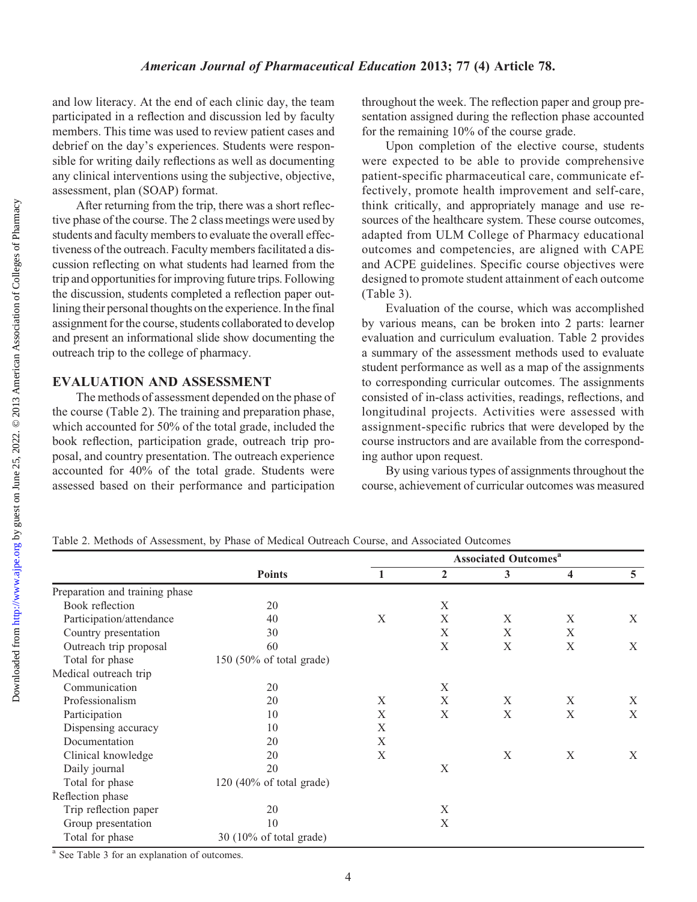and low literacy. At the end of each clinic day, the team participated in a reflection and discussion led by faculty members. This time was used to review patient cases and debrief on the day's experiences. Students were responsible for writing daily reflections as well as documenting any clinical interventions using the subjective, objective, assessment, plan (SOAP) format.

After returning from the trip, there was a short reflective phase of the course. The 2 class meetings were used by students and faculty members to evaluate the overall effectiveness of the outreach. Faculty members facilitated a discussion reflecting on what students had learned from the trip and opportunities for improving future trips. Following the discussion, students completed a reflection paper outlining their personal thoughts on the experience. In the final assignment for the course, students collaborated to develop and present an informational slide show documenting the outreach trip to the college of pharmacy.

## EVALUATION AND ASSESSMENT

The methods of assessment depended on the phase of the course (Table 2). The training and preparation phase, which accounted for 50% of the total grade, included the book reflection, participation grade, outreach trip proposal, and country presentation. The outreach experience accounted for 40% of the total grade. Students were assessed based on their performance and participation throughout the week. The reflection paper and group presentation assigned during the reflection phase accounted for the remaining 10% of the course grade.

Upon completion of the elective course, students were expected to be able to provide comprehensive patient-specific pharmaceutical care, communicate effectively, promote health improvement and self-care, think critically, and appropriately manage and use resources of the healthcare system. These course outcomes, adapted from ULM College of Pharmacy educational outcomes and competencies, are aligned with CAPE and ACPE guidelines. Specific course objectives were designed to promote student attainment of each outcome (Table 3).

Evaluation of the course, which was accomplished by various means, can be broken into 2 parts: learner evaluation and curriculum evaluation. Table 2 provides a summary of the assessment methods used to evaluate student performance as well as a map of the assignments to corresponding curricular outcomes. The assignments consisted of in-class activities, readings, reflections, and longitudinal projects. Activities were assessed with assignment-specific rubrics that were developed by the course instructors and are available from the corresponding author upon request.

By using various types of assignments throughout the course, achievement of curricular outcomes was measured

Table 2. Methods of Assessment, by Phase of Medical Outreach Course, and Associated Outcomes

| | | Associated Outcomes[a] | | | | |
|---|---|---|---|---|---|---|
| | Points | 1 | 2 | 3 | 4 | 5 |
| Preparation and training phase | | | | | | |
| Book reflection | 20 | | X | | | |
| Participation/attendance | 40 | X | X | X | X | X |
| Country presentation | 30 | | X | X | X | |
| Outreach trip proposal | 60 | | X | X | X | X |
| Total for phase | 150 (50% of total grade) | | | | | |
| Medical outreach trip | | | | | | |
| Communication | 20 | | X | | | |
| Professionalism | 20 | X | X | X | X | X |
| Participation | 10 | X | X | X | X | X |
| Dispensing accuracy | 10 | X | | | | |
| Documentation | 20 | X | | | | |
| Clinical knowledge | 20 | X | | X | X | X |
| Daily journal | 20 | | X | | | |
| Total for phase | 120 (40% of total grade) | | | | | |
| Reflection phase | | | | | | |
| Trip reflection paper | 20 | | X | | | |
| Group presentation | 10 | | X | | | |
| Total for phase | 30 (10% of total grade) | | | | | |

[a] See Table 3 for an explanation of outcomes.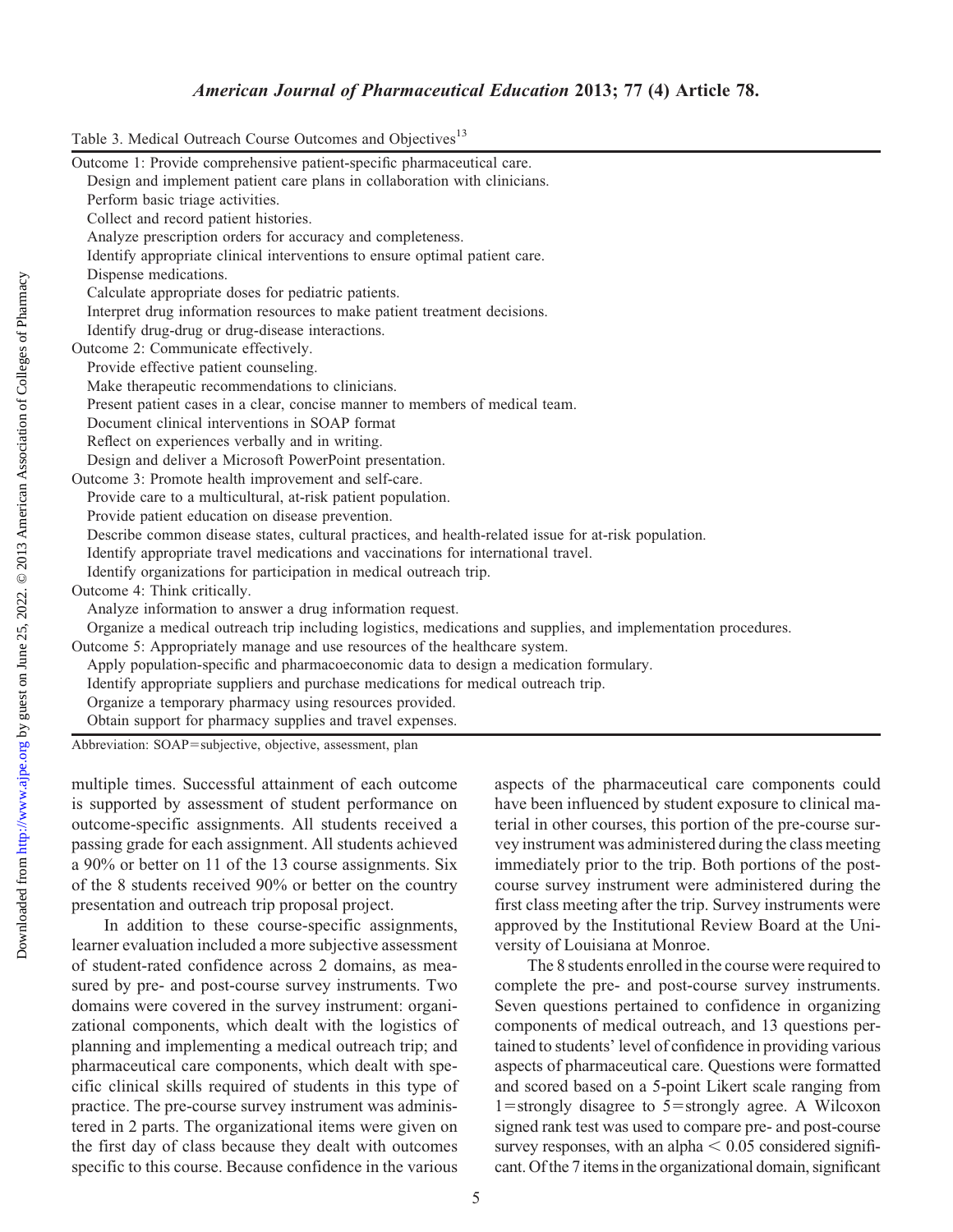Table 3. Medical Outreach Course Outcomes and Objectives[13]

| |
|---|
| Outcome 1: Provide comprehensive patient-specific pharmaceutical care. |
| Design and implement patient care plans in collaboration with clinicians. |
| Perform basic triage activities. |
| Collect and record patient histories. |
| Analyze prescription orders for accuracy and completeness. |
| Identify appropriate clinical interventions to ensure optimal patient care. |
| Dispense medications. |
| Calculate appropriate doses for pediatric patients. |
| Interpret drug information resources to make patient treatment decisions. |
| Identify drug-drug or drug-disease interactions. |
| Outcome 2: Communicate effectively. |
| Provide effective patient counseling. |
| Make therapeutic recommendations to clinicians. |
| Present patient cases in a clear, concise manner to members of medical team. |
| Document clinical interventions in SOAP format |
| Reflect on experiences verbally and in writing. |
| Design and deliver a Microsoft PowerPoint presentation. |
| Outcome 3: Promote health improvement and self-care. |
| Provide care to a multicultural, at-risk patient population. |
| Provide patient education on disease prevention. |
| Describe common disease states, cultural practices, and health-related issue for at-risk population. |
| Identify appropriate travel medications and vaccinations for international travel. |
| Identify organizations for participation in medical outreach trip. |
| Outcome 4: Think critically. |
| Analyze information to answer a drug information request. |
| Organize a medical outreach trip including logistics, medications and supplies, and implementation procedures. |
| Outcome 5: Appropriately manage and use resources of the healthcare system. |
| Apply population-specific and pharmacoeconomic data to design a medication formulary. |
| Identify appropriate suppliers and purchase medications for medical outreach trip. |
| Organize a temporary pharmacy using resources provided. |
| Obtain support for pharmacy supplies and travel expenses. |

Abbreviation: SOAP=subjective, objective, assessment, plan

multiple times. Successful attainment of each outcome is supported by assessment of student performance on outcome-specific assignments. All students received a passing grade for each assignment. All students achieved a 90% or better on 11 of the 13 course assignments. Six of the 8 students received 90% or better on the country presentation and outreach trip proposal project.

In addition to these course-specific assignments, learner evaluation included a more subjective assessment of student-rated confidence across 2 domains, as measured by pre- and post-course survey instruments. Two domains were covered in the survey instrument: organizational components, which dealt with the logistics of planning and implementing a medical outreach trip; and pharmaceutical care components, which dealt with specific clinical skills required of students in this type of practice. The pre-course survey instrument was administered in 2 parts. The organizational items were given on the first day of class because they dealt with outcomes specific to this course. Because confidence in the various aspects of the pharmaceutical care components could have been influenced by student exposure to clinical material in other courses, this portion of the pre-course survey instrument was administered during the class meeting immediately prior to the trip. Both portions of the post-course survey instrument were administered during the first class meeting after the trip. Survey instruments were approved by the Institutional Review Board at the University of Louisiana at Monroe.

The 8 students enrolled in the course were required to complete the pre- and post-course survey instruments. Seven questions pertained to confidence in organizing components of medical outreach, and 13 questions pertained to students' level of confidence in providing various aspects of pharmaceutical care. Questions were formatted and scored based on a 5-point Likert scale ranging from 1=strongly disagree to 5=strongly agree. A Wilcoxon signed rank test was used to compare pre- and post-course survey responses, with an alpha $< 0.05$ considered significant. Of the 7 items in the organizational domain, significant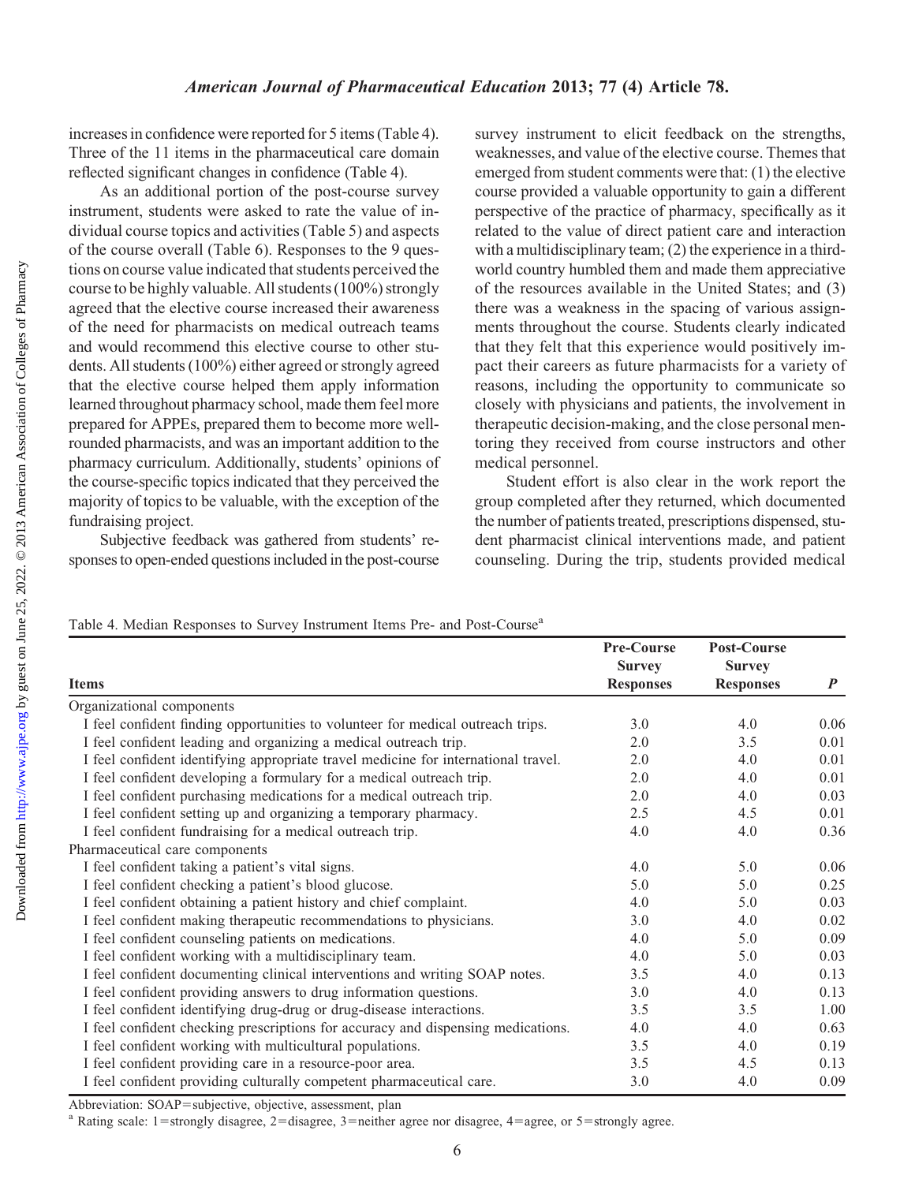increases in confidence were reported for 5 items (Table 4). Three of the 11 items in the pharmaceutical care domain reflected significant changes in confidence (Table 4).

As an additional portion of the post-course survey instrument, students were asked to rate the value of individual course topics and activities (Table 5) and aspects of the course overall (Table 6). Responses to the 9 questions on course value indicated that students perceived the course to be highly valuable. All students (100%) strongly agreed that the elective course increased their awareness of the need for pharmacists on medical outreach teams and would recommend this elective course to other students. All students (100%) either agreed or strongly agreed that the elective course helped them apply information learned throughout pharmacy school, made them feel more prepared for APPEs, prepared them to become more well-rounded pharmacists, and was an important addition to the pharmacy curriculum. Additionally, students' opinions of the course-specific topics indicated that they perceived the majority of topics to be valuable, with the exception of the fundraising project.

Subjective feedback was gathered from students' responses to open-ended questions included in the post-course survey instrument to elicit feedback on the strengths, weaknesses, and value of the elective course. Themes that emerged from student comments were that: (1) the elective course provided a valuable opportunity to gain a different perspective of the practice of pharmacy, specifically as it related to the value of direct patient care and interaction with a multidisciplinary team; (2) the experience in a third-world country humbled them and made them appreciative of the resources available in the United States; and (3) there was a weakness in the spacing of various assignments throughout the course. Students clearly indicated that they felt that this experience would positively impact their careers as future pharmacists for a variety of reasons, including the opportunity to communicate so closely with physicians and patients, the involvement in therapeutic decision-making, and the close personal mentoring they received from course instructors and other medical personnel.

Student effort is also clear in the work report the group completed after they returned, which documented the number of patients treated, prescriptions dispensed, student pharmacist clinical interventions made, and patient counseling. During the trip, students provided medical

Table 4. Median Responses to Survey Instrument Items Pre- and Post-Course[a]

| Items | Pre-Course Survey Responses | Post-Course Survey Responses | *P* |
|---|---|---|---|
| Organizational components | | | |
| I feel confident finding opportunities to volunteer for medical outreach trips. | 3.0 | 4.0 | 0.06 |
| I feel confident leading and organizing a medical outreach trip. | 2.0 | 3.5 | 0.01 |
| I feel confident identifying appropriate travel medicine for international travel. | 2.0 | 4.0 | 0.01 |
| I feel confident developing a formulary for a medical outreach trip. | 2.0 | 4.0 | 0.01 |
| I feel confident purchasing medications for a medical outreach trip. | 2.0 | 4.0 | 0.03 |
| I feel confident setting up and organizing a temporary pharmacy. | 2.5 | 4.5 | 0.01 |
| I feel confident fundraising for a medical outreach trip. | 4.0 | 4.0 | 0.36 |
| Pharmaceutical care components | | | |
| I feel confident taking a patient's vital signs. | 4.0 | 5.0 | 0.06 |
| I feel confident checking a patient's blood glucose. | 5.0 | 5.0 | 0.25 |
| I feel confident obtaining a patient history and chief complaint. | 4.0 | 5.0 | 0.03 |
| I feel confident making therapeutic recommendations to physicians. | 3.0 | 4.0 | 0.02 |
| I feel confident counseling patients on medications. | 4.0 | 5.0 | 0.09 |
| I feel confident working with a multidisciplinary team. | 4.0 | 5.0 | 0.03 |
| I feel confident documenting clinical interventions and writing SOAP notes. | 3.5 | 4.0 | 0.13 |
| I feel confident providing answers to drug information questions. | 3.0 | 4.0 | 0.13 |
| I feel confident identifying drug-drug or drug-disease interactions. | 3.5 | 3.5 | 1.00 |
| I feel confident checking prescriptions for accuracy and dispensing medications. | 4.0 | 4.0 | 0.63 |
| I feel confident working with multicultural populations. | 3.5 | 4.0 | 0.19 |
| I feel confident providing care in a resource-poor area. | 3.5 | 4.5 | 0.13 |
| I feel confident providing culturally competent pharmaceutical care. | 3.0 | 4.0 | 0.09 |

Abbreviation: SOAP=subjective, objective, assessment, plan

[a] Rating scale: 1=strongly disagree, 2=disagree, 3=neither agree nor disagree, 4=agree, or 5=strongly agree.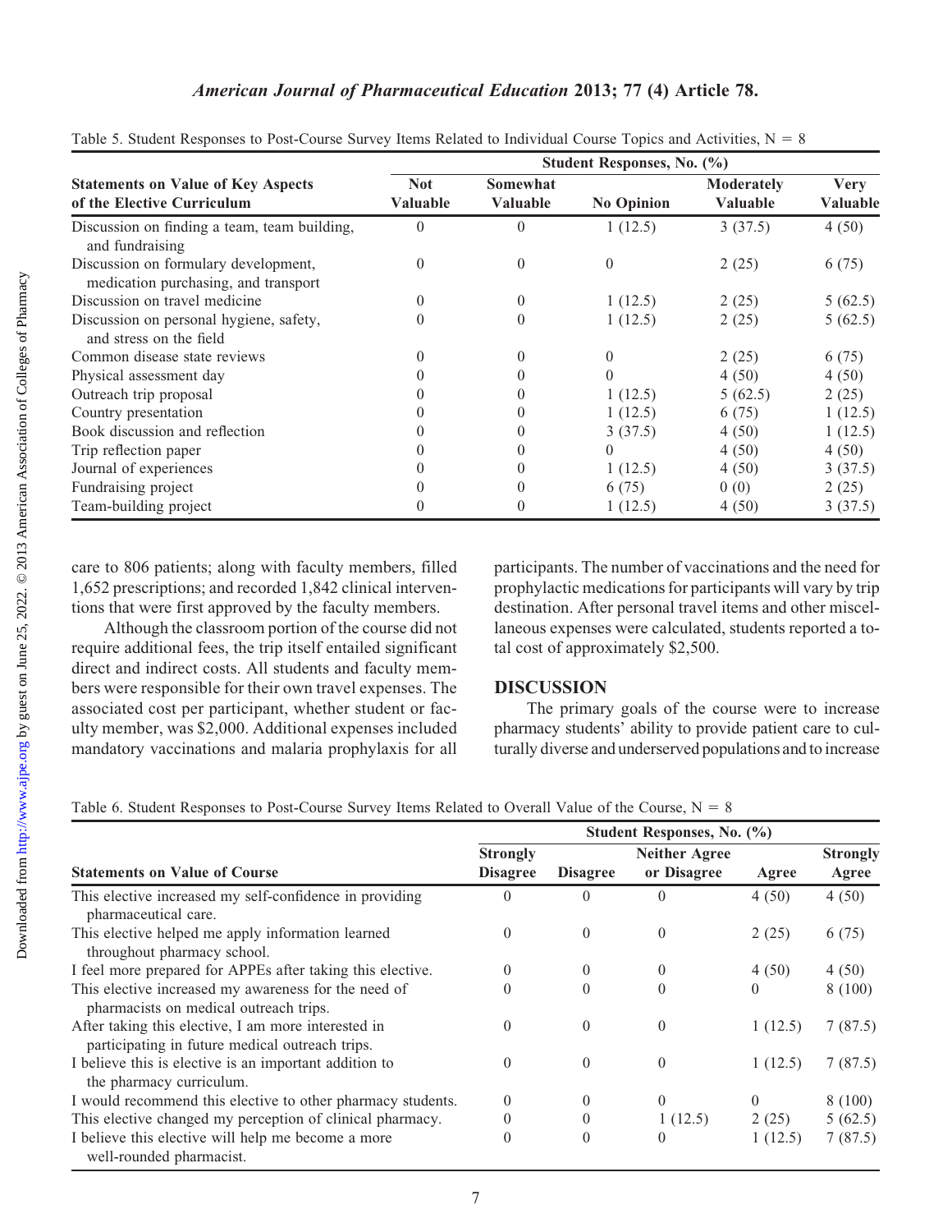Table 5. Student Responses to Post-Course Survey Items Related to Individual Course Topics and Activities, N = 8

| Statements on Value of Key Aspects of the Elective Curriculum | Student Responses, No. (%) | | | | |
|---|---|---|---|---|---|
| | Not Valuable | Somewhat Valuable | No Opinion | Moderately Valuable | Very Valuable |
| Discussion on finding a team, team building, and fundraising | 0 | 0 | 1 (12.5) | 3 (37.5) | 4 (50) |
| Discussion on formulary development, medication purchasing, and transport | 0 | 0 | 0 | 2 (25) | 6 (75) |
| Discussion on travel medicine | 0 | 0 | 1 (12.5) | 2 (25) | 5 (62.5) |
| Discussion on personal hygiene, safety, and stress on the field | 0 | 0 | 1 (12.5) | 2 (25) | 5 (62.5) |
| Common disease state reviews | 0 | 0 | 0 | 2 (25) | 6 (75) |
| Physical assessment day | 0 | 0 | 0 | 4 (50) | 4 (50) |
| Outreach trip proposal | 0 | 0 | 1 (12.5) | 5 (62.5) | 2 (25) |
| Country presentation | 0 | 0 | 1 (12.5) | 6 (75) | 1 (12.5) |
| Book discussion and reflection | 0 | 0 | 3 (37.5) | 4 (50) | 1 (12.5) |
| Trip reflection paper | 0 | 0 | 0 | 4 (50) | 4 (50) |
| Journal of experiences | 0 | 0 | 1 (12.5) | 4 (50) | 3 (37.5) |
| Fundraising project | 0 | 0 | 6 (75) | 0 (0) | 2 (25) |
| Team-building project | 0 | 0 | 1 (12.5) | 4 (50) | 3 (37.5) |

care to 806 patients; along with faculty members, filled 1,652 prescriptions; and recorded 1,842 clinical interventions that were first approved by the faculty members.

Although the classroom portion of the course did not require additional fees, the trip itself entailed significant direct and indirect costs. All students and faculty members were responsible for their own travel expenses. The associated cost per participant, whether student or faculty member, was $2,000. Additional expenses included mandatory vaccinations and malaria prophylaxis for all participants. The number of vaccinations and the need for prophylactic medications for participants will vary by trip destination. After personal travel items and other miscellaneous expenses were calculated, students reported a total cost of approximately $2,500.

## DISCUSSION

The primary goals of the course were to increase pharmacy students' ability to provide patient care to culturally diverse and underserved populations and to increase

Table 6. Student Responses to Post-Course Survey Items Related to Overall Value of the Course, N = 8

| Statements on Value of Course | Student Responses, No. (%) | | | | |
|---|---|---|---|---|---|
| | Strongly Disagree | Disagree | Neither Agree or Disagree | Agree | Strongly Agree |
| This elective increased my self-confidence in providing pharmaceutical care. | 0 | 0 | 0 | 4 (50) | 4 (50) |
| This elective helped me apply information learned throughout pharmacy school. | 0 | 0 | 0 | 2 (25) | 6 (75) |
| I feel more prepared for APPEs after taking this elective. | 0 | 0 | 0 | 4 (50) | 4 (50) |
| This elective increased my awareness for the need of pharmacists on medical outreach trips. | 0 | 0 | 0 | 0 | 8 (100) |
| After taking this elective, I am more interested in participating in future medical outreach trips. | 0 | 0 | 0 | 1 (12.5) | 7 (87.5) |
| I believe this is elective is an important addition to the pharmacy curriculum. | 0 | 0 | 0 | 1 (12.5) | 7 (87.5) |
| I would recommend this elective to other pharmacy students. | 0 | 0 | 0 | 0 | 8 (100) |
| This elective changed my perception of clinical pharmacy. | 0 | 0 | 1 (12.5) | 2 (25) | 5 (62.5) |
| I believe this elective will help me become a more well-rounded pharmacist. | 0 | 0 | 0 | 1 (12.5) | 7 (87.5) |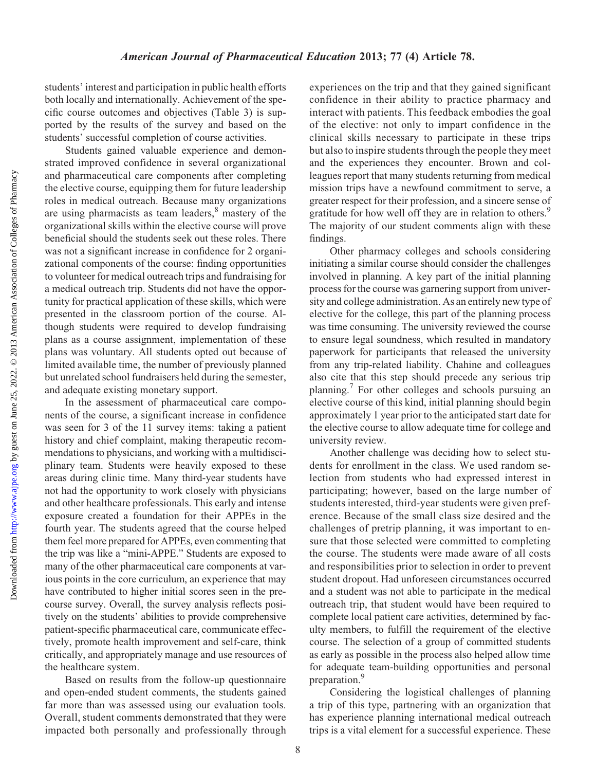students' interest and participation in public health efforts both locally and internationally. Achievement of the specific course outcomes and objectives (Table 3) is supported by the results of the survey and based on the students' successful completion of course activities.

Students gained valuable experience and demonstrated improved confidence in several organizational and pharmaceutical care components after completing the elective course, equipping them for future leadership roles in medical outreach. Because many organizations are using pharmacists as team leaders,[8] mastery of the organizational skills within the elective course will prove beneficial should the students seek out these roles. There was not a significant increase in confidence for 2 organizational components of the course: finding opportunities to volunteer for medical outreach trips and fundraising for a medical outreach trip. Students did not have the opportunity for practical application of these skills, which were presented in the classroom portion of the course. Although students were required to develop fundraising plans as a course assignment, implementation of these plans was voluntary. All students opted out because of limited available time, the number of previously planned but unrelated school fundraisers held during the semester, and adequate existing monetary support.

In the assessment of pharmaceutical care components of the course, a significant increase in confidence was seen for 3 of the 11 survey items: taking a patient history and chief complaint, making therapeutic recommendations to physicians, and working with a multidisciplinary team. Students were heavily exposed to these areas during clinic time. Many third-year students have not had the opportunity to work closely with physicians and other healthcare professionals. This early and intense exposure created a foundation for their APPEs in the fourth year. The students agreed that the course helped them feel more prepared for APPEs, even commenting that the trip was like a "mini-APPE." Students are exposed to many of the other pharmaceutical care components at various points in the core curriculum, an experience that may have contributed to higher initial scores seen in the precourse survey. Overall, the survey analysis reflects positively on the students' abilities to provide comprehensive patient-specific pharmaceutical care, communicate effectively, promote health improvement and self-care, think critically, and appropriately manage and use resources of the healthcare system.

Based on results from the follow-up questionnaire and open-ended student comments, the students gained far more than was assessed using our evaluation tools. Overall, student comments demonstrated that they were impacted both personally and professionally through experiences on the trip and that they gained significant confidence in their ability to practice pharmacy and interact with patients. This feedback embodies the goal of the elective: not only to impart confidence in the clinical skills necessary to participate in these trips but also to inspire students through the people they meet and the experiences they encounter. Brown and colleagues report that many students returning from medical mission trips have a newfound commitment to serve, a greater respect for their profession, and a sincere sense of gratitude for how well off they are in relation to others.[9] The majority of our student comments align with these findings.

Other pharmacy colleges and schools considering initiating a similar course should consider the challenges involved in planning. A key part of the initial planning process for the course was garnering support from university and college administration. As an entirely new type of elective for the college, this part of the planning process was time consuming. The university reviewed the course to ensure legal soundness, which resulted in mandatory paperwork for participants that released the university from any trip-related liability. Chahine and colleagues also cite that this step should precede any serious trip planning.[7] For other colleges and schools pursuing an elective course of this kind, initial planning should begin approximately 1 year prior to the anticipated start date for the elective course to allow adequate time for college and university review.

Another challenge was deciding how to select students for enrollment in the class. We used random selection from students who had expressed interest in participating; however, based on the large number of students interested, third-year students were given preference. Because of the small class size desired and the challenges of pretrip planning, it was important to ensure that those selected were committed to completing the course. The students were made aware of all costs and responsibilities prior to selection in order to prevent student dropout. Had unforeseen circumstances occurred and a student was not able to participate in the medical outreach trip, that student would have been required to complete local patient care activities, determined by faculty members, to fulfill the requirement of the elective course. The selection of a group of committed students as early as possible in the process also helped allow time for adequate team-building opportunities and personal preparation.[9]

Considering the logistical challenges of planning a trip of this type, partnering with an organization that has experience planning international medical outreach trips is a vital element for a successful experience. These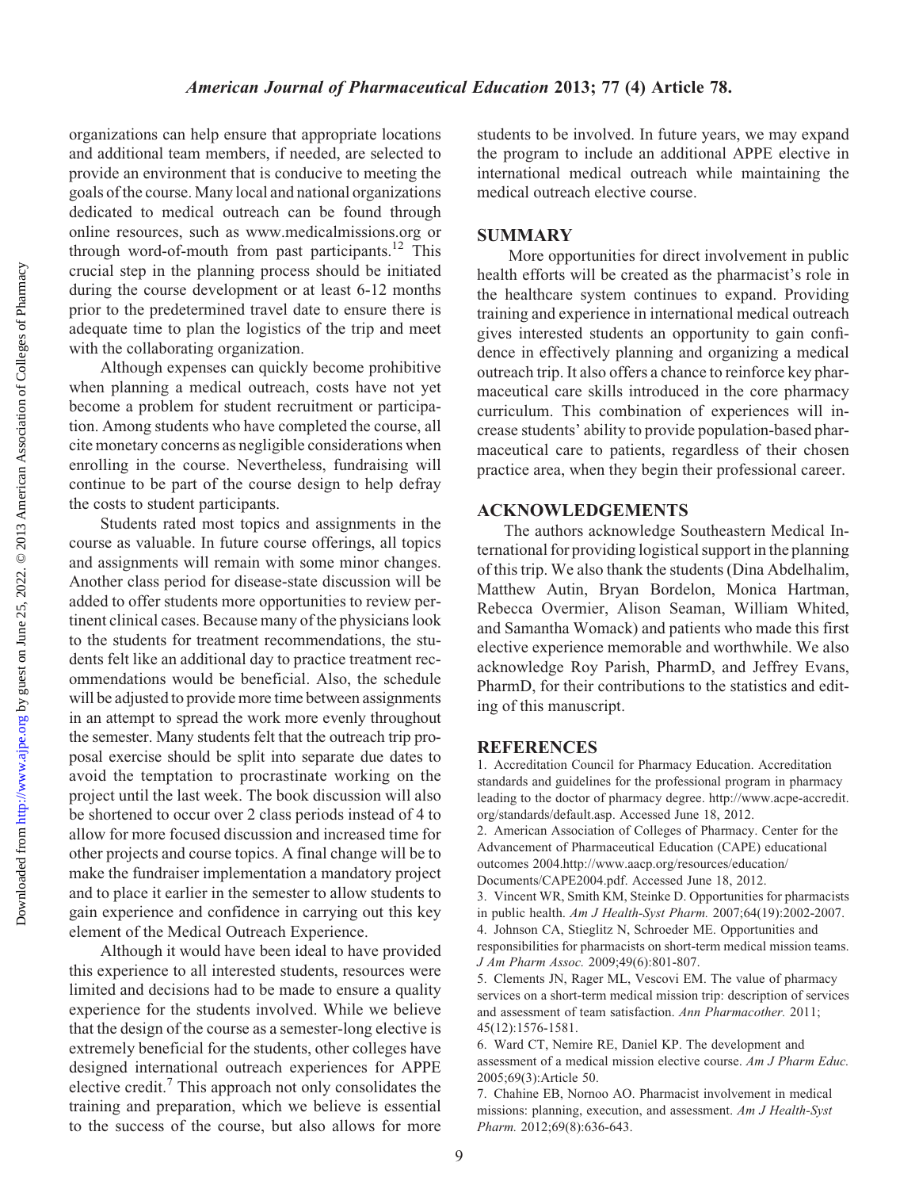organizations can help ensure that appropriate locations and additional team members, if needed, are selected to provide an environment that is conducive to meeting the goals of the course. Many local and national organizations dedicated to medical outreach can be found through online resources, such as www.medicalmissions.org or through word-of-mouth from past participants.[12] This crucial step in the planning process should be initiated during the course development or at least 6-12 months prior to the predetermined travel date to ensure there is adequate time to plan the logistics of the trip and meet with the collaborating organization.

Although expenses can quickly become prohibitive when planning a medical outreach, costs have not yet become a problem for student recruitment or participation. Among students who have completed the course, all cite monetary concerns as negligible considerations when enrolling in the course. Nevertheless, fundraising will continue to be part of the course design to help defray the costs to student participants.

Students rated most topics and assignments in the course as valuable. In future course offerings, all topics and assignments will remain with some minor changes. Another class period for disease-state discussion will be added to offer students more opportunities to review pertinent clinical cases. Because many of the physicians look to the students for treatment recommendations, the students felt like an additional day to practice treatment recommendations would be beneficial. Also, the schedule will be adjusted to provide more time between assignments in an attempt to spread the work more evenly throughout the semester. Many students felt that the outreach trip proposal exercise should be split into separate due dates to avoid the temptation to procrastinate working on the project until the last week. The book discussion will also be shortened to occur over 2 class periods instead of 4 to allow for more focused discussion and increased time for other projects and course topics. A final change will be to make the fundraiser implementation a mandatory project and to place it earlier in the semester to allow students to gain experience and confidence in carrying out this key element of the Medical Outreach Experience.

Although it would have been ideal to have provided this experience to all interested students, resources were limited and decisions had to be made to ensure a quality experience for the students involved. While we believe that the design of the course as a semester-long elective is extremely beneficial for the students, other colleges have designed international outreach experiences for APPE elective credit.[7] This approach not only consolidates the training and preparation, which we believe is essential to the success of the course, but also allows for more students to be involved. In future years, we may expand the program to include an additional APPE elective in international medical outreach while maintaining the medical outreach elective course.

## SUMMARY

More opportunities for direct involvement in public health efforts will be created as the pharmacist's role in the healthcare system continues to expand. Providing training and experience in international medical outreach gives interested students an opportunity to gain confidence in effectively planning and organizing a medical outreach trip. It also offers a chance to reinforce key pharmaceutical care skills introduced in the core pharmacy curriculum. This combination of experiences will increase students' ability to provide population-based pharmaceutical care to patients, regardless of their chosen practice area, when they begin their professional career.

## ACKNOWLEDGEMENTS

The authors acknowledge Southeastern Medical International for providing logistical support in the planning of this trip. We also thank the students (Dina Abdelhalim, Matthew Autin, Bryan Bordelon, Monica Hartman, Rebecca Overmier, Alison Seaman, William Whited, and Samantha Womack) and patients who made this first elective experience memorable and worthwhile. We also acknowledge Roy Parish, PharmD, and Jeffrey Evans, PharmD, for their contributions to the statistics and editing of this manuscript.

## REFERENCES

1. Accreditation Council for Pharmacy Education. Accreditation standards and guidelines for the professional program in pharmacy leading to the doctor of pharmacy degree. http://www.acpe-accredit.org/standards/default.asp. Accessed June 18, 2012.
2. American Association of Colleges of Pharmacy. Center for the Advancement of Pharmaceutical Education (CAPE) educational outcomes 2004.http://www.aacp.org/resources/education/Documents/CAPE2004.pdf. Accessed June 18, 2012.
3. Vincent WR, Smith KM, Steinke D. Opportunities for pharmacists in public health. *Am J Health-Syst Pharm.* 2007;64(19):2002-2007.
4. Johnson CA, Stieglitz N, Schroeder ME. Opportunities and responsibilities for pharmacists on short-term medical mission teams. *J Am Pharm Assoc.* 2009;49(6):801-807.
5. Clements JN, Rager ML, Vescovi EM. The value of pharmacy services on a short-term medical mission trip: description of services and assessment of team satisfaction. *Ann Pharmacother.* 2011; 45(12):1576-1581.
6. Ward CT, Nemire RE, Daniel KP. The development and assessment of a medical mission elective course. *Am J Pharm Educ.* 2005;69(3):Article 50.
7. Chahine EB, Nornoo AO. Pharmacist involvement in medical missions: planning, execution, and assessment. *Am J Health-Syst Pharm.* 2012;69(8):636-643.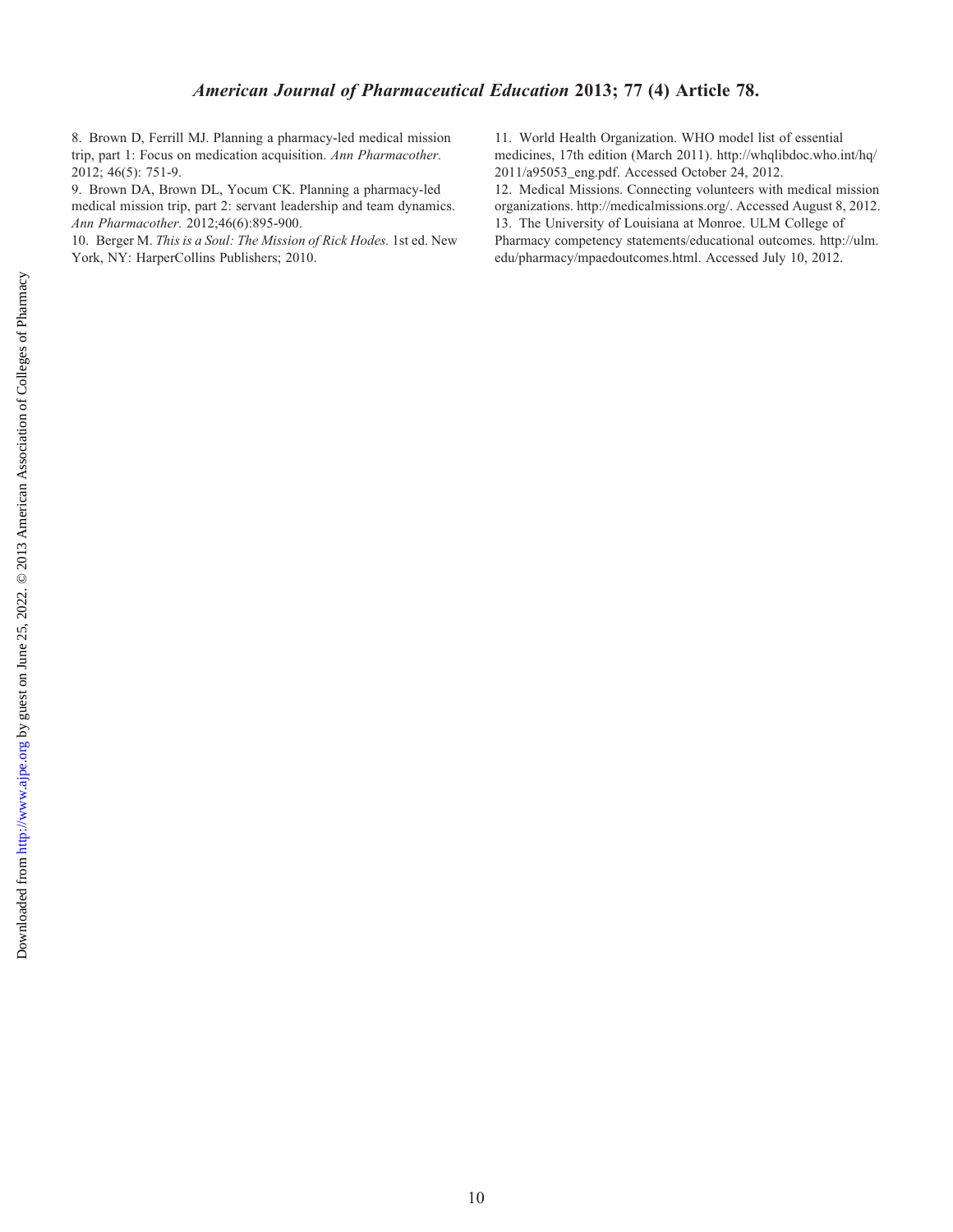8. Brown D, Ferrill MJ. Planning a pharmacy-led medical mission trip, part 1: Focus on medication acquisition. *Ann Pharmacother.* 2012; 46(5): 751-9.

9. Brown DA, Brown DL, Yocum CK. Planning a pharmacy-led medical mission trip, part 2: servant leadership and team dynamics. *Ann Pharmacother.* 2012;46(6):895-900.

10. Berger M. *This is a Soul: The Mission of Rick Hodes.* 1st ed. New York, NY: HarperCollins Publishers; 2010.

11. World Health Organization. WHO model list of essential medicines, 17th edition (March 2011). http://whqlibdoc.who.int/hq/2011/a95053_eng.pdf. Accessed October 24, 2012.

12. Medical Missions. Connecting volunteers with medical mission organizations. http://medicalmissions.org/. Accessed August 8, 2012.

13. The University of Louisiana at Monroe. ULM College of Pharmacy competency statements/educational outcomes. http://ulm.edu/pharmacy/mpaedoutcomes.html. Accessed July 10, 2012.